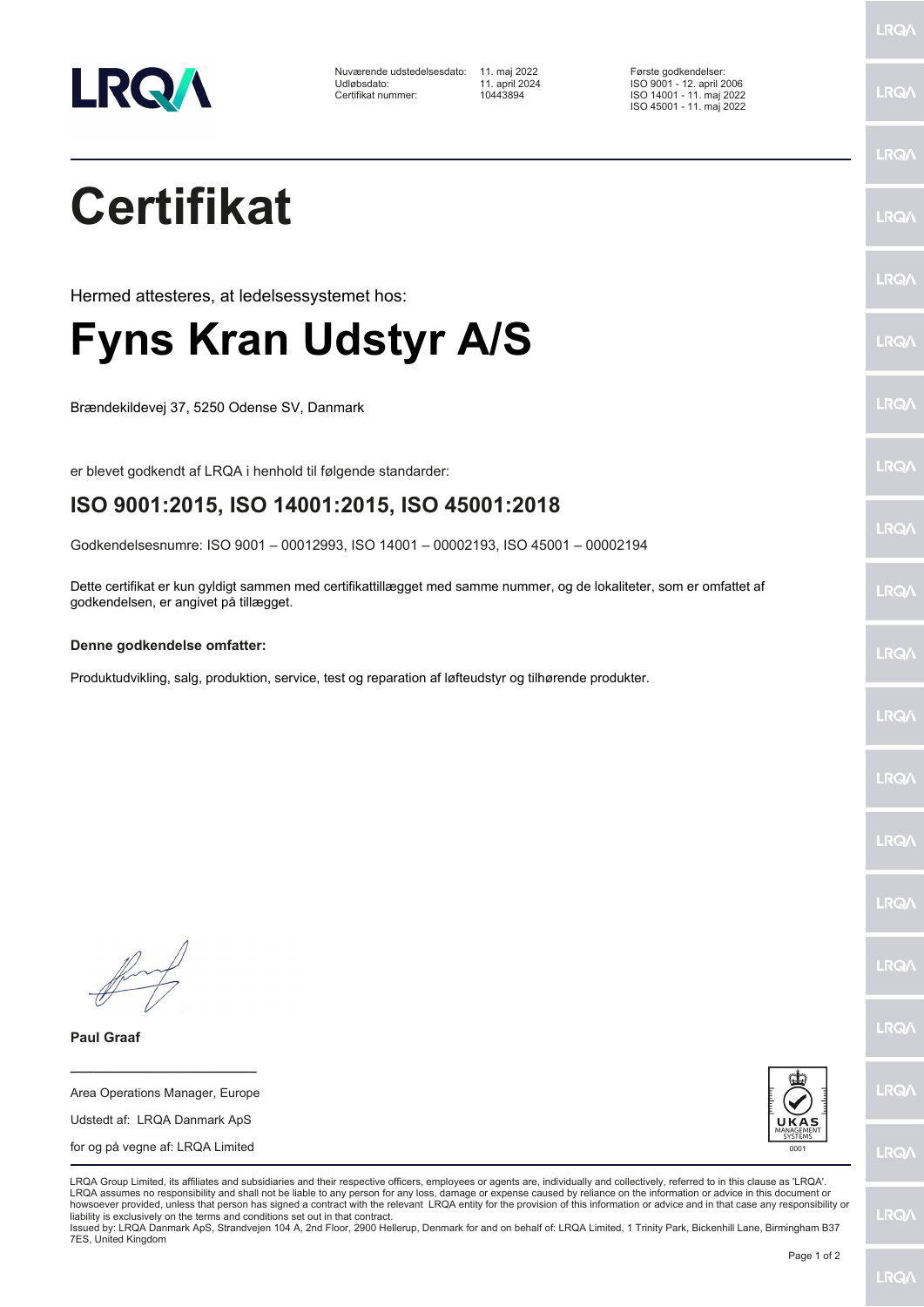Nuværende udstedelsesdato: 11. maj 2022
Udløbsdato: 11. april 2024
Certifikat nummer: 10443894

Første godkendelser:
ISO 9001 - 12. april 2006
ISO 14001 - 11. maj 2022
ISO 45001 - 11. maj 2022

# Certifikat

Hermed attesteres, at ledelsessystemet hos:

# Fyns Kran Udstyr A/S

Brændekildevej 37, 5250 Odense SV, Danmark

er blevet godkendt af LRQA i henhold til følgende standarder:

## ISO 9001:2015, ISO 14001:2015, ISO 45001:2018

Godkendelsesnumre: ISO 9001 – 00012993, ISO 14001 – 00002193, ISO 45001 – 00002194

Dette certifikat er kun gyldigt sammen med certifikattillægget med samme nummer, og de lokaliteter, som er omfattet af godkendelsen, er angivet på tillægget.

**Denne godkendelse omfatter:**

Produktudvikling, salg, produktion, service, test og reparation af løfteudstyr og tilhørende produkter.

**Paul Graaf**

Area Operations Manager, Europe

Udstedt af: LRQA Danmark ApS

for og på vegne af: LRQA Limited

UKAS MANAGEMENT SYSTEMS 0001

LRQA Group Limited, its affiliates and subsidiaries and their respective officers, employees or agents are, individually and collectively, referred to in this clause as 'LRQA'. LRQA assumes no responsibility and shall not be liable to any person for any loss, damage or expense caused by reliance on the information or advice in this document or howsoever provided, unless that person has signed a contract with the relevant LRQA entity for the provision of this information or advice and in that case any responsibility or liability is exclusively on the terms and conditions set out in that contract.
Issued by: LRQA Danmark ApS, Strandvejen 104 A, 2nd Floor, 2900 Hellerup, Denmark for and on behalf of: LRQA Limited, 1 Trinity Park, Bickenhill Lane, Birmingham B37 7ES, United Kingdom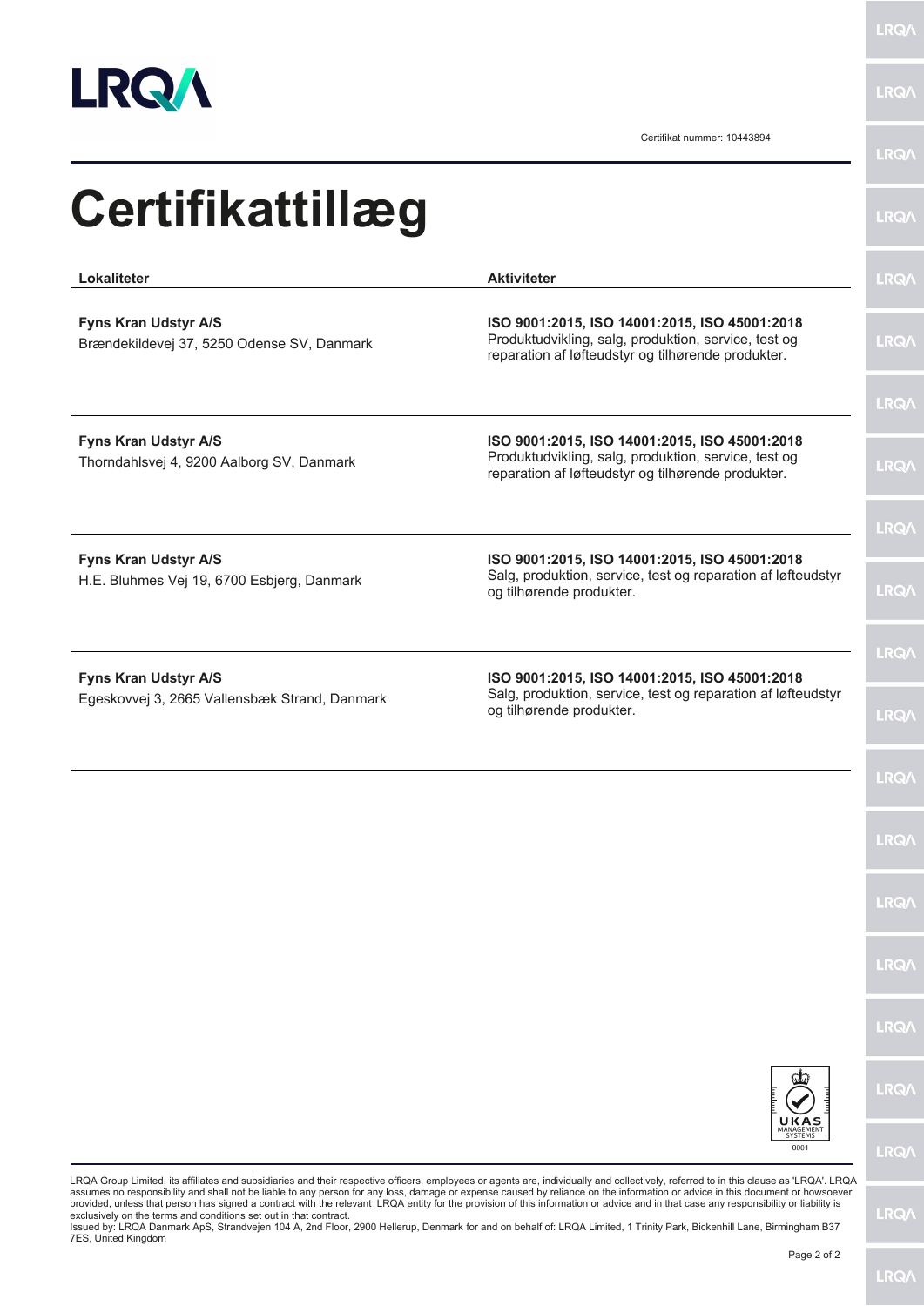Certifikat nummer: 10443894

# Certifikattillæg

| Lokaliteter | Aktiviteter |
|---|---|
| **Fyns Kran Udstyr A/S**<br>Brændekildevej 37, 5250 Odense SV, Danmark | **ISO 9001:2015, ISO 14001:2015, ISO 45001:2018**<br>Produktudvikling, salg, produktion, service, test og reparation af løfteudstyr og tilhørende produkter. |
| **Fyns Kran Udstyr A/S**<br>Thorndahlsvej 4, 9200 Aalborg SV, Danmark | **ISO 9001:2015, ISO 14001:2015, ISO 45001:2018**<br>Produktudvikling, salg, produktion, service, test og reparation af løfteudstyr og tilhørende produkter. |
| **Fyns Kran Udstyr A/S**<br>H.E. Bluhmes Vej 19, 6700 Esbjerg, Danmark | **ISO 9001:2015, ISO 14001:2015, ISO 45001:2018**<br>Salg, produktion, service, test og reparation af løfteudstyr og tilhørende produkter. |
| **Fyns Kran Udstyr A/S**<br>Egeskovvej 3, 2665 Vallensbæk Strand, Danmark | **ISO 9001:2015, ISO 14001:2015, ISO 45001:2018**<br>Salg, produktion, service, test og reparation af løfteudstyr og tilhørende produkter. |

UKAS MANAGEMENT SYSTEMS 0001

LRQA Group Limited, its affiliates and subsidiaries and their respective officers, employees or agents are, individually and collectively, referred to in this clause as 'LRQA'. LRQA assumes no responsibility and shall not be liable to any person for any loss, damage or expense caused by reliance on the information or advice in this document or howsoever provided, unless that person has signed a contract with the relevant LRQA entity for the provision of this information or advice and in that case any responsibility or liability is exclusively on the terms and conditions set out in that contract.
Issued by: LRQA Danmark ApS, Strandvejen 104 A, 2nd Floor, 2900 Hellerup, Denmark for and on behalf of: LRQA Limited, 1 Trinity Park, Bickenhill Lane, Birmingham B37 7ES, United Kingdom